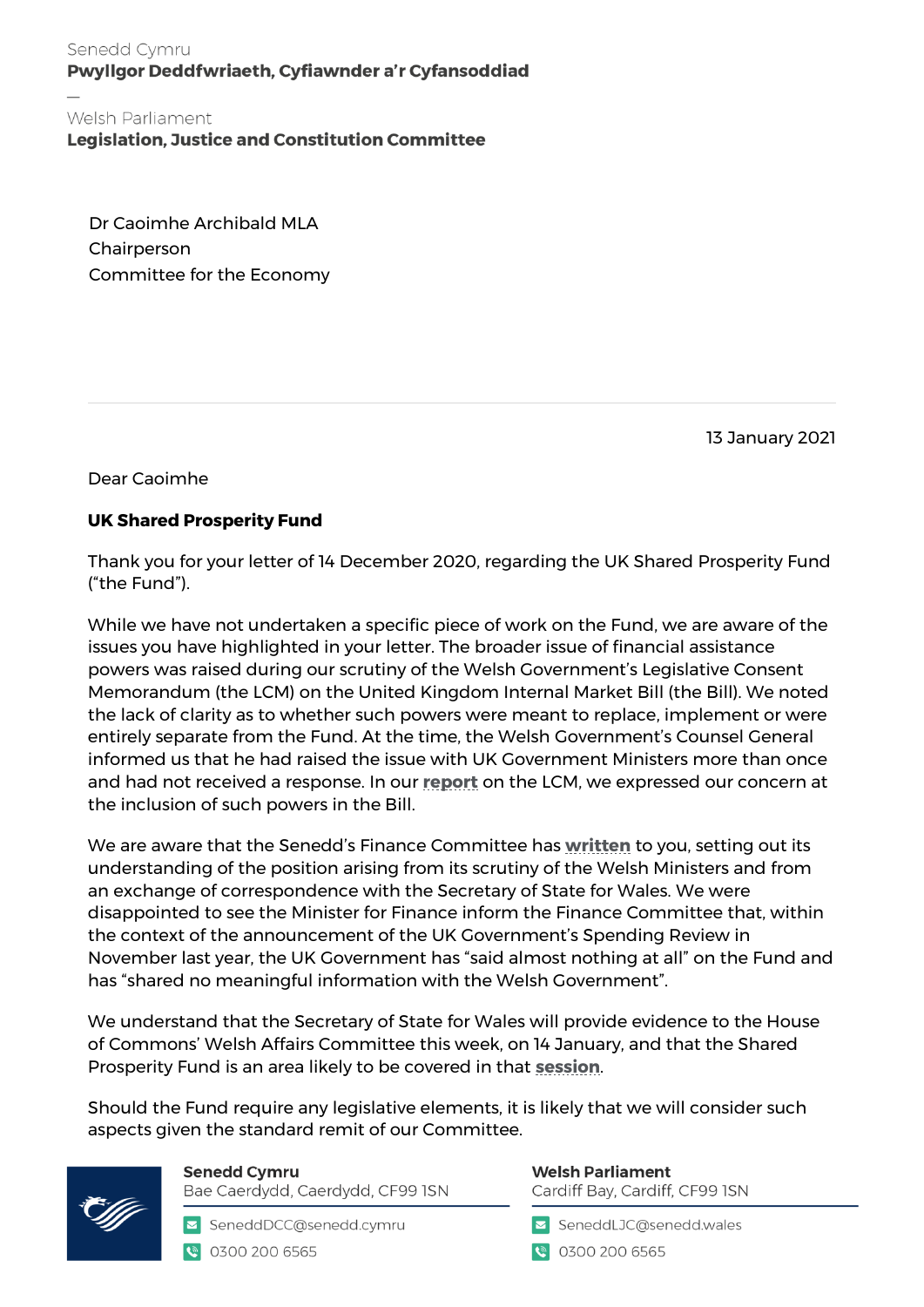Senedd Cymru
**Pwyllgor Deddfwriaeth, Cyfiawnder a'r Cyfansoddiad**

—

Welsh Parliament
**Legislation, Justice and Constitution Committee**

Dr Caoimhe Archibald MLA
Chairperson
Committee for the Economy

13 January 2021

Dear Caoimhe

**UK Shared Prosperity Fund**

Thank you for your letter of 14 December 2020, regarding the UK Shared Prosperity Fund ("the Fund").

While we have not undertaken a specific piece of work on the Fund, we are aware of the issues you have highlighted in your letter. The broader issue of financial assistance powers was raised during our scrutiny of the Welsh Government's Legislative Consent Memorandum (the LCM) on the United Kingdom Internal Market Bill (the Bill). We noted the lack of clarity as to whether such powers were meant to replace, implement or were entirely separate from the Fund. At the time, the Welsh Government's Counsel General informed us that he had raised the issue with UK Government Ministers more than once and had not received a response. In our **report** on the LCM, we expressed our concern at the inclusion of such powers in the Bill.

We are aware that the Senedd's Finance Committee has **written** to you, setting out its understanding of the position arising from its scrutiny of the Welsh Ministers and from an exchange of correspondence with the Secretary of State for Wales. We were disappointed to see the Minister for Finance inform the Finance Committee that, within the context of the announcement of the UK Government's Spending Review in November last year, the UK Government has "said almost nothing at all" on the Fund and has "shared no meaningful information with the Welsh Government".

We understand that the Secretary of State for Wales will provide evidence to the House of Commons' Welsh Affairs Committee this week, on 14 January, and that the Shared Prosperity Fund is an area likely to be covered in that **session**.

Should the Fund require any legislative elements, it is likely that we will consider such aspects given the standard remit of our Committee.

**Senedd Cymru**
Bae Caerdydd, Caerdydd, CF99 1SN
SeneddDCC@senedd.cymru
0300 200 6565

**Welsh Parliament**
Cardiff Bay, Cardiff, CF99 1SN
SeneddLJC@senedd.wales
0300 200 6565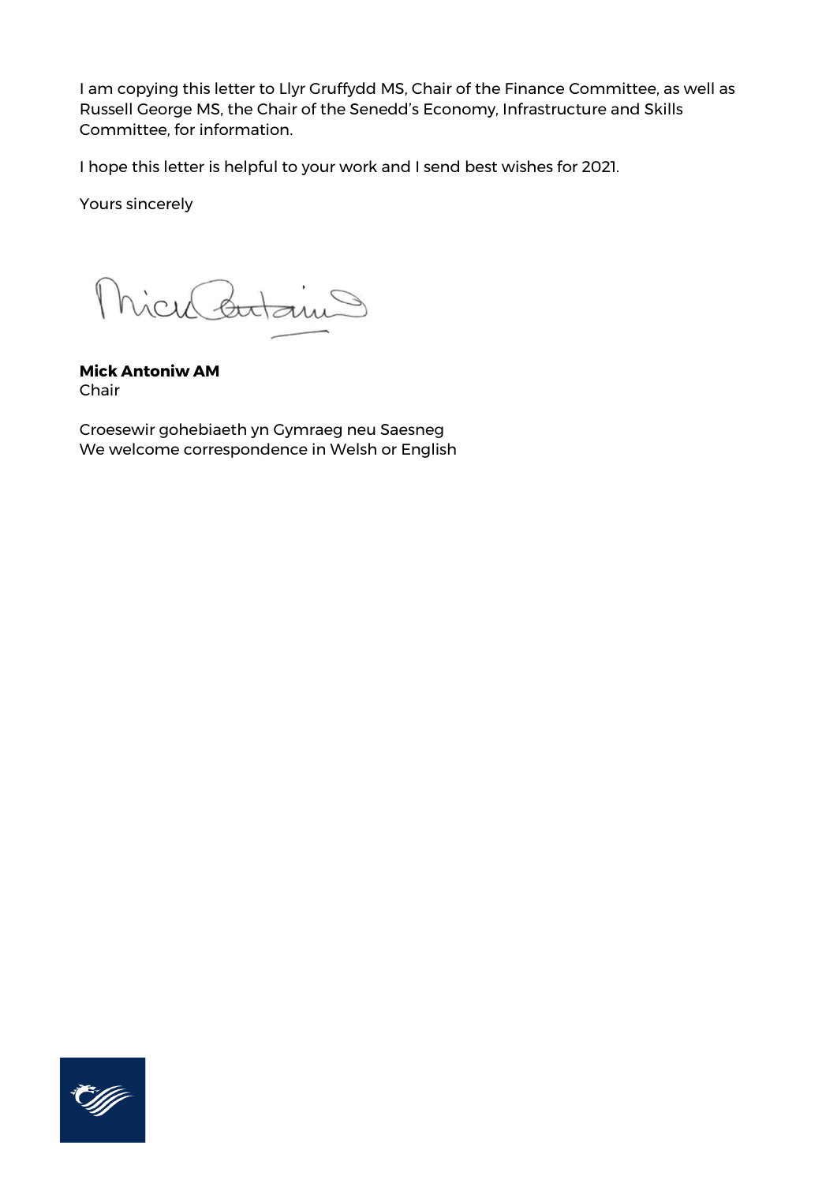I am copying this letter to Llyr Gruffydd MS, Chair of the Finance Committee, as well as Russell George MS, the Chair of the Senedd's Economy, Infrastructure and Skills Committee, for information.

I hope this letter is helpful to your work and I send best wishes for 2021.

Yours sincerely

**Mick Antoniw AM**
Chair

Croesewir gohebiaeth yn Gymraeg neu Saesneg
We welcome correspondence in Welsh or English